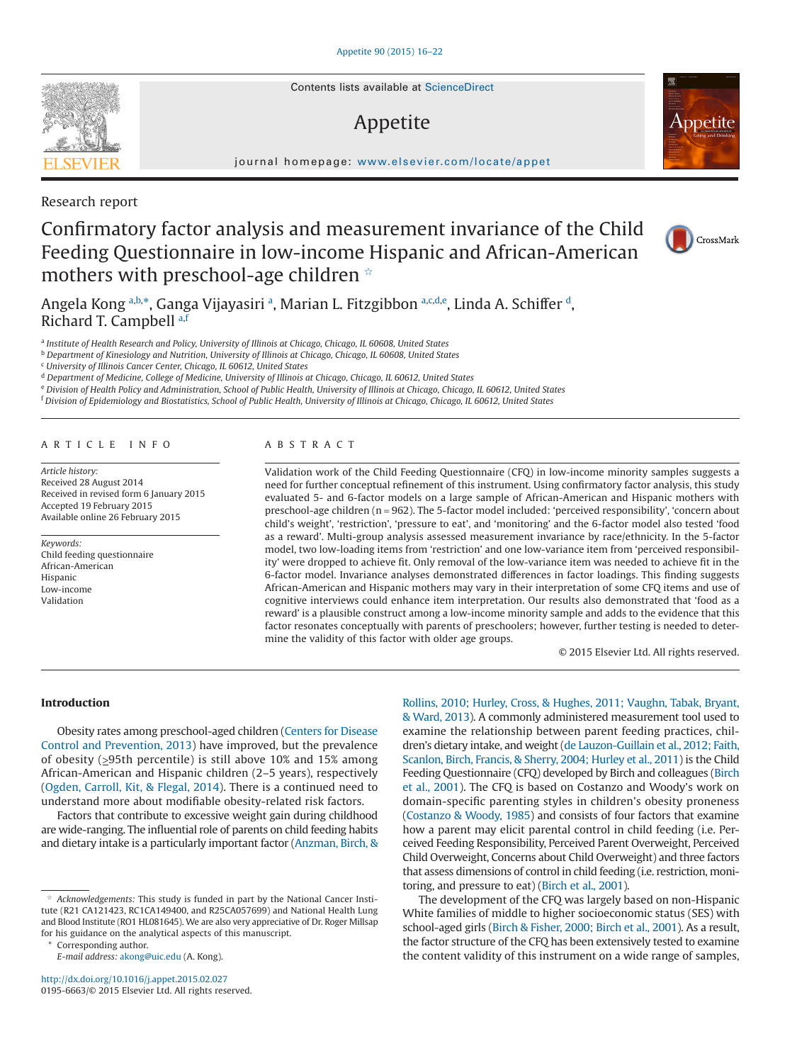Research report

# Confirmatory factor analysis and measurement invariance of the Child Feeding Questionnaire in low-income Hispanic and African-American mothers with preschool-age children ☆

Angela Kong [a,b,*], Ganga Vijayasiri [a], Marian L. Fitzgibbon [a,c,d,e], Linda A. Schiffer [d], Richard T. Campbell [a,f]

[a] Institute of Health Research and Policy, University of Illinois at Chicago, Chicago, IL 60608, United States
[b] Department of Kinesiology and Nutrition, University of Illinois at Chicago, Chicago, IL 60608, United States
[c] University of Illinois Cancer Center, Chicago, IL 60612, United States
[d] Department of Medicine, College of Medicine, University of Illinois at Chicago, Chicago, IL 60612, United States
[e] Division of Health Policy and Administration, School of Public Health, University of Illinois at Chicago, Chicago, IL 60612, United States
[f] Division of Epidemiology and Biostatistics, School of Public Health, University of Illinois at Chicago, Chicago, IL 60612, United States

## ARTICLE INFO

*Article history:*
Received 28 August 2014
Received in revised form 6 January 2015
Accepted 19 February 2015
Available online 26 February 2015

*Keywords:*
Child feeding questionnaire
African-American
Hispanic
Low-income
Validation

## ABSTRACT

Validation work of the Child Feeding Questionnaire (CFQ) in low-income minority samples suggests a need for further conceptual refinement of this instrument. Using confirmatory factor analysis, this study evaluated 5- and 6-factor models on a large sample of African-American and Hispanic mothers with preschool-age children (n = 962). The 5-factor model included: 'perceived responsibility', 'concern about child's weight', 'restriction', 'pressure to eat', and 'monitoring' and the 6-factor model also tested 'food as a reward'. Multi-group analysis assessed measurement invariance by race/ethnicity. In the 5-factor model, two low-loading items from 'restriction' and one low-variance item from 'perceived responsibility' were dropped to achieve fit. Only removal of the low-variance item was needed to achieve fit in the 6-factor model. Invariance analyses demonstrated differences in factor loadings. This finding suggests African-American and Hispanic mothers may vary in their interpretation of some CFQ items and use of cognitive interviews could enhance item interpretation. Our results also demonstrated that 'food as a reward' is a plausible construct among a low-income minority sample and adds to the evidence that this factor resonates conceptually with parents of preschoolers; however, further testing is needed to determine the validity of this factor with older age groups.

© 2015 Elsevier Ltd. All rights reserved.

## Introduction

Obesity rates among preschool-aged children (Centers for Disease Control and Prevention, 2013) have improved, but the prevalence of obesity (≥95th percentile) is still above 10% and 15% among African-American and Hispanic children (2–5 years), respectively (Ogden, Carroll, Kit, & Flegal, 2014). There is a continued need to understand more about modifiable obesity-related risk factors.

Factors that contribute to excessive weight gain during childhood are wide-ranging. The influential role of parents on child feeding habits and dietary intake is a particularly important factor (Anzman, Birch, & Rollins, 2010; Hurley, Cross, & Hughes, 2011; Vaughn, Tabak, Bryant, & Ward, 2013). A commonly administered measurement tool used to examine the relationship between parent feeding practices, children's dietary intake, and weight (de Lauzon-Guillain et al., 2012; Faith, Scanlon, Birch, Francis, & Sherry, 2004; Hurley et al., 2011) is the Child Feeding Questionnaire (CFQ) developed by Birch and colleagues (Birch et al., 2001). The CFQ is based on Costanzo and Woody's work on domain-specific parenting styles in children's obesity proneness (Costanzo & Woody, 1985) and consists of four factors that examine how a parent may elicit parental control in child feeding (i.e. Perceived Feeding Responsibility, Perceived Parent Overweight, Perceived Child Overweight, Concerns about Child Overweight) and three factors that assess dimensions of control in child feeding (i.e. restriction, monitoring, and pressure to eat) (Birch et al., 2001).

The development of the CFQ was largely based on non-Hispanic White families of middle to higher socioeconomic status (SES) with school-aged girls (Birch & Fisher, 2000; Birch et al., 2001). As a result, the factor structure of the CFQ has been extensively tested to examine the content validity of this instrument on a wide range of samples,

☆ *Acknowledgements:* This study is funded in part by the National Cancer Institute (R21 CA121423, RC1CA149400, and R25CA057699) and National Health Lung and Blood Institute (RO1 HL081645). We are also very appreciative of Dr. Roger Millsap for his guidance on the analytical aspects of this manuscript.

\* Corresponding author.
*E-mail address:* akong@uic.edu (A. Kong).

http://dx.doi.org/10.1016/j.appet.2015.02.027
0195-6663/© 2015 Elsevier Ltd. All rights reserved.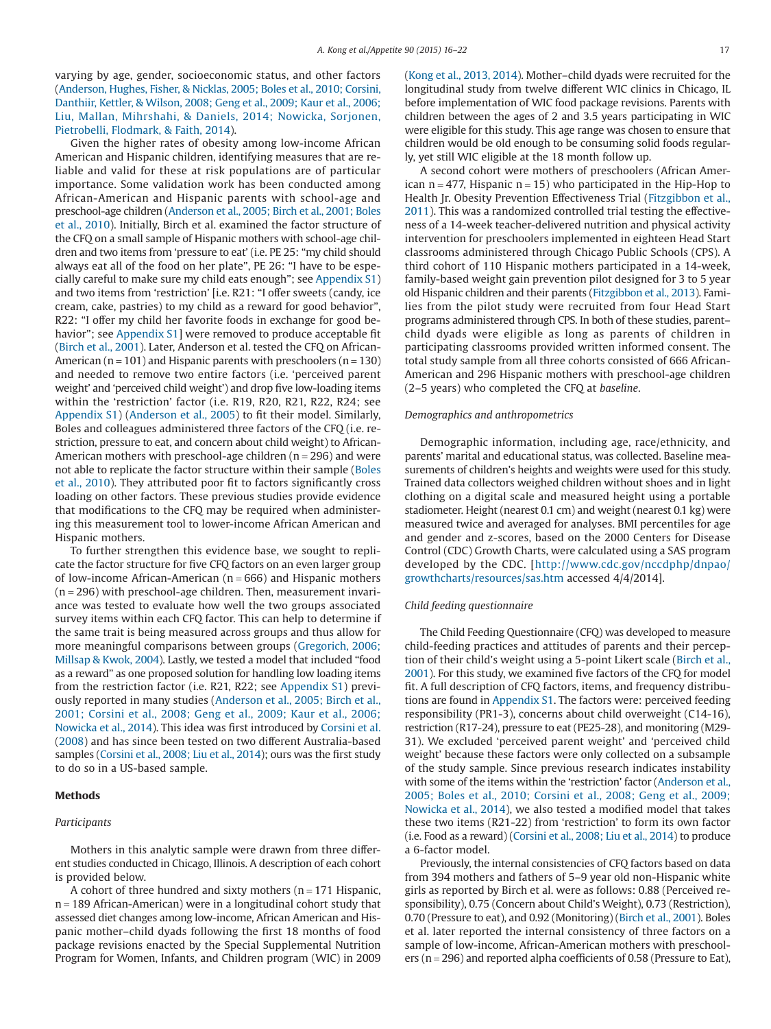varying by age, gender, socioeconomic status, and other factors (Anderson, Hughes, Fisher, & Nicklas, 2005; Boles et al., 2010; Corsini, Danthiir, Kettler, & Wilson, 2008; Geng et al., 2009; Kaur et al., 2006; Liu, Mallan, Mihrshahi, & Daniels, 2014; Nowicka, Sorjonen, Pietrobelli, Flodmark, & Faith, 2014).

Given the higher rates of obesity among low-income African American and Hispanic children, identifying measures that are reliable and valid for these at risk populations are of particular importance. Some validation work has been conducted among African-American and Hispanic parents with school-age and preschool-age children (Anderson et al., 2005; Birch et al., 2001; Boles et al., 2010). Initially, Birch et al. examined the factor structure of the CFQ on a small sample of Hispanic mothers with school-age children and two items from 'pressure to eat' (i.e. PE 25: "my child should always eat all of the food on her plate", PE 26: "I have to be especially careful to make sure my child eats enough"; see Appendix S1) and two items from 'restriction' [i.e. R21: "I offer sweets (candy, ice cream, cake, pastries) to my child as a reward for good behavior", R22: "I offer my child her favorite foods in exchange for good behavior"; see Appendix S1] were removed to produce acceptable fit (Birch et al., 2001). Later, Anderson et al. tested the CFQ on African-American (n = 101) and Hispanic parents with preschoolers (n = 130) and needed to remove two entire factors (i.e. 'perceived parent weight' and 'perceived child weight') and drop five low-loading items within the 'restriction' factor (i.e. R19, R20, R21, R22, R24; see Appendix S1) (Anderson et al., 2005) to fit their model. Similarly, Boles and colleagues administered three factors of the CFQ (i.e. restriction, pressure to eat, and concern about child weight) to African-American mothers with preschool-age children (n = 296) and were not able to replicate the factor structure within their sample (Boles et al., 2010). They attributed poor fit to factors significantly cross loading on other factors. These previous studies provide evidence that modifications to the CFQ may be required when administering this measurement tool to lower-income African American and Hispanic mothers.

To further strengthen this evidence base, we sought to replicate the factor structure for five CFQ factors on an even larger group of low-income African-American (n = 666) and Hispanic mothers (n = 296) with preschool-age children. Then, measurement invariance was tested to evaluate how well the two groups associated survey items within each CFQ factor. This can help to determine if the same trait is being measured across groups and thus allow for more meaningful comparisons between groups (Gregorich, 2006; Millsap & Kwok, 2004). Lastly, we tested a model that included "food as a reward" as one proposed solution for handling low loading items from the restriction factor (i.e. R21, R22; see Appendix S1) previously reported in many studies (Anderson et al., 2005; Birch et al., 2001; Corsini et al., 2008; Geng et al., 2009; Kaur et al., 2006; Nowicka et al., 2014). This idea was first introduced by Corsini et al. (2008) and has since been tested on two different Australia-based samples (Corsini et al., 2008; Liu et al., 2014); ours was the first study to do so in a US-based sample.

## Methods

### *Participants*

Mothers in this analytic sample were drawn from three different studies conducted in Chicago, Illinois. A description of each cohort is provided below.

A cohort of three hundred and sixty mothers (n = 171 Hispanic, n = 189 African-American) were in a longitudinal cohort study that assessed diet changes among low-income, African American and Hispanic mother–child dyads following the first 18 months of food package revisions enacted by the Special Supplemental Nutrition Program for Women, Infants, and Children program (WIC) in 2009 (Kong et al., 2013, 2014). Mother–child dyads were recruited for the longitudinal study from twelve different WIC clinics in Chicago, IL before implementation of WIC food package revisions. Parents with children between the ages of 2 and 3.5 years participating in WIC were eligible for this study. This age range was chosen to ensure that children would be old enough to be consuming solid foods regularly, yet still WIC eligible at the 18 month follow up.

A second cohort were mothers of preschoolers (African American n = 477, Hispanic n = 15) who participated in the Hip-Hop to Health Jr. Obesity Prevention Effectiveness Trial (Fitzgibbon et al., 2011). This was a randomized controlled trial testing the effectiveness of a 14-week teacher-delivered nutrition and physical activity intervention for preschoolers implemented in eighteen Head Start classrooms administered through Chicago Public Schools (CPS). A third cohort of 110 Hispanic mothers participated in a 14-week, family-based weight gain prevention pilot designed for 3 to 5 year old Hispanic children and their parents (Fitzgibbon et al., 2013). Families from the pilot study were recruited from four Head Start programs administered through CPS. In both of these studies, parent–child dyads were eligible as long as parents of children in participating classrooms provided written informed consent. The total study sample from all three cohorts consisted of 666 African-American and 296 Hispanic mothers with preschool-age children (2–5 years) who completed the CFQ at *baseline*.

### *Demographics and anthropometrics*

Demographic information, including age, race/ethnicity, and parents' marital and educational status, was collected. Baseline measurements of children's heights and weights were used for this study. Trained data collectors weighed children without shoes and in light clothing on a digital scale and measured height using a portable stadiometer. Height (nearest 0.1 cm) and weight (nearest 0.1 kg) were measured twice and averaged for analyses. BMI percentiles for age and gender and z-scores, based on the 2000 Centers for Disease Control (CDC) Growth Charts, were calculated using a SAS program developed by the CDC. [http://www.cdc.gov/nccdphp/dnpao/growthcharts/resources/sas.htm accessed 4/4/2014].

### *Child feeding questionnaire*

The Child Feeding Questionnaire (CFQ) was developed to measure child-feeding practices and attitudes of parents and their perception of their child's weight using a 5-point Likert scale (Birch et al., 2001). For this study, we examined five factors of the CFQ for model fit. A full description of CFQ factors, items, and frequency distributions are found in Appendix S1. The factors were: perceived feeding responsibility (PR1-3), concerns about child overweight (C14-16), restriction (R17-24), pressure to eat (PE25-28), and monitoring (M29-31). We excluded 'perceived parent weight' and 'perceived child weight' because these factors were only collected on a subsample of the study sample. Since previous research indicates instability with some of the items within the 'restriction' factor (Anderson et al., 2005; Boles et al., 2010; Corsini et al., 2008; Geng et al., 2009; Nowicka et al., 2014), we also tested a modified model that takes these two items (R21-22) from 'restriction' to form its own factor (i.e. Food as a reward) (Corsini et al., 2008; Liu et al., 2014) to produce a 6-factor model.

Previously, the internal consistencies of CFQ factors based on data from 394 mothers and fathers of 5–9 year old non-Hispanic white girls as reported by Birch et al. were as follows: 0.88 (Perceived responsibility), 0.75 (Concern about Child's Weight), 0.73 (Restriction), 0.70 (Pressure to eat), and 0.92 (Monitoring) (Birch et al., 2001). Boles et al. later reported the internal consistency of three factors on a sample of low-income, African-American mothers with preschoolers (n = 296) and reported alpha coefficients of 0.58 (Pressure to Eat),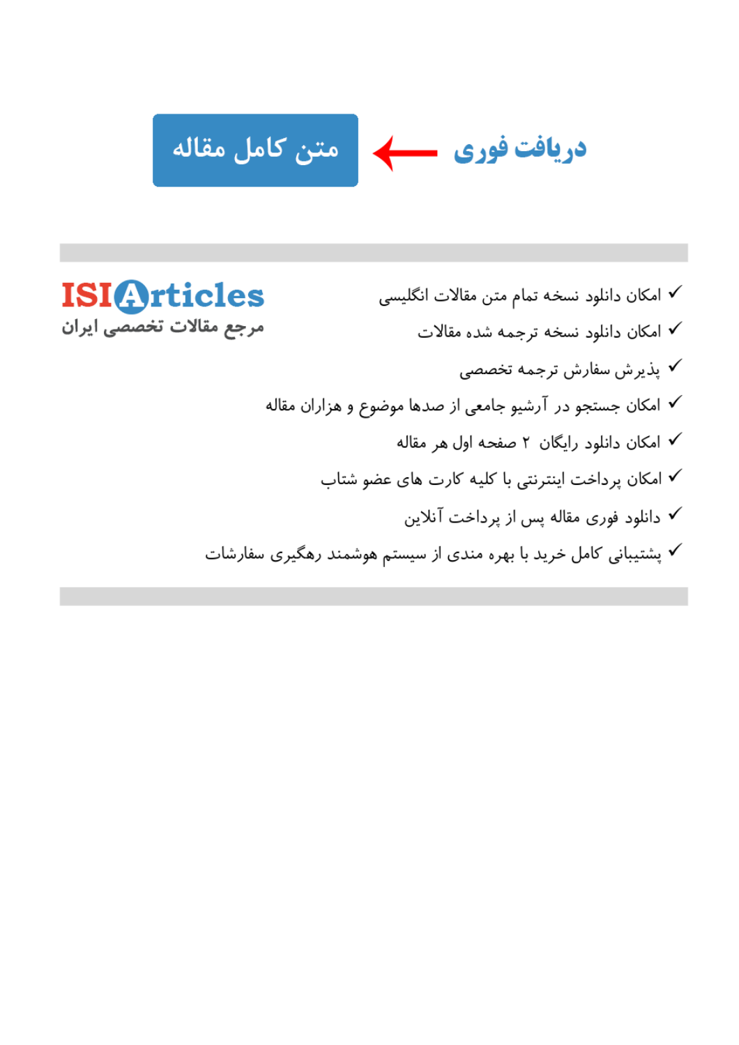دریافت فوری ← **متن کامل مقاله**

**ISIArticles**
مرجع مقالات تخصصی ایران

- ✓ امکان دانلود نسخه تمام متن مقالات انگلیسی
- ✓ امکان دانلود نسخه ترجمه شده مقالات
- ✓ پذیرش سفارش ترجمه تخصصی
- ✓ امکان جستجو در آرشیو جامعی از صدها موضوع و هزاران مقاله
- ✓ امکان دانلود رایگان ۲ صفحه اول هر مقاله
- ✓ امکان پرداخت اینترنتی با کلیه کارت های عضو شتاب
- ✓ دانلود فوری مقاله پس از پرداخت آنلاین
- ✓ پشتیبانی کامل خرید با بهره مندی از سیستم هوشمند رهگیری سفارشات